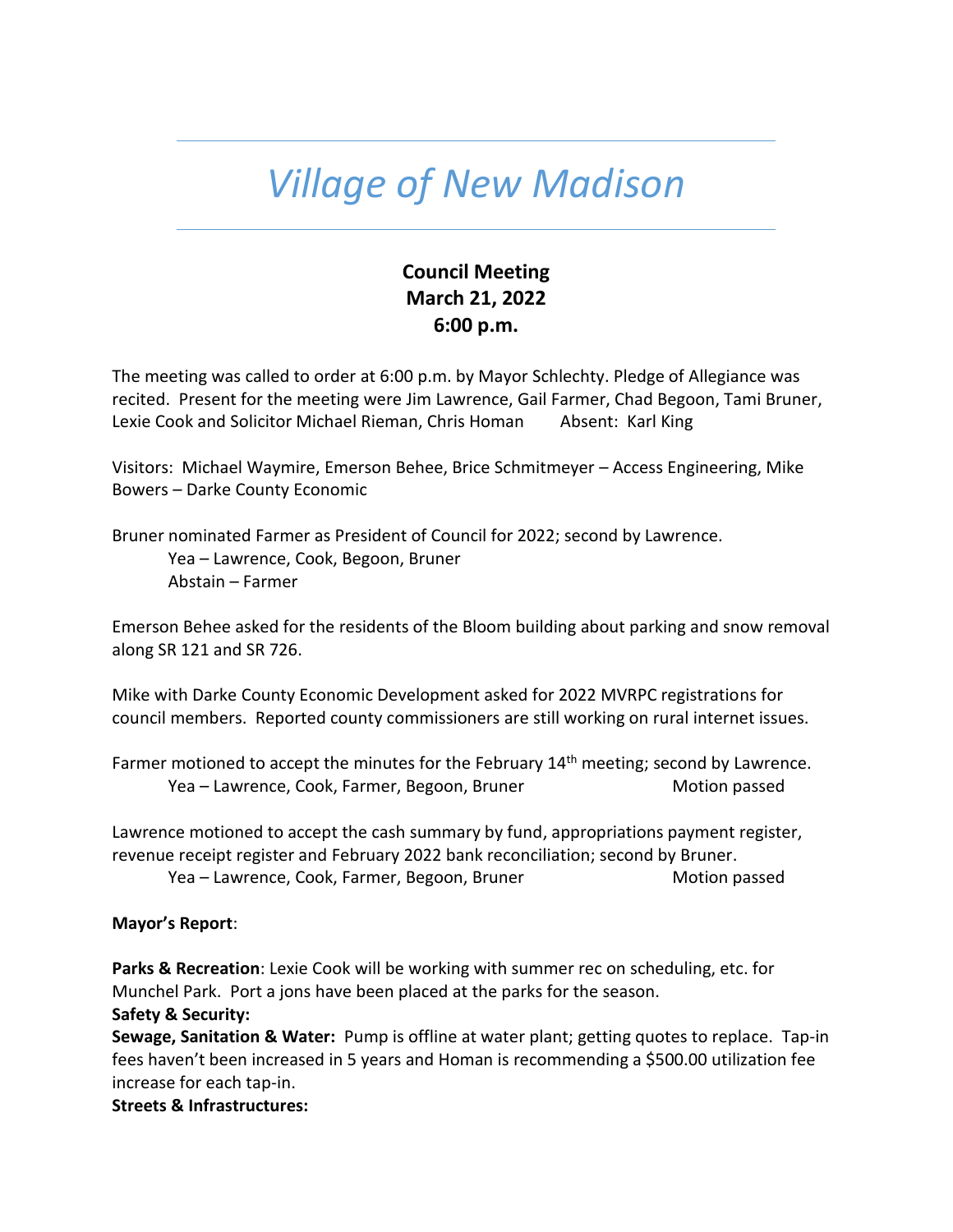# *Village of New Madison*

**Council Meeting**
**March 21, 2022**
**6:00 p.m.**

The meeting was called to order at 6:00 p.m. by Mayor Schlechty. Pledge of Allegiance was recited. Present for the meeting were Jim Lawrence, Gail Farmer, Chad Begoon, Tami Bruner, Lexie Cook and Solicitor Michael Rieman, Chris Homan Absent: Karl King

Visitors: Michael Waymire, Emerson Behee, Brice Schmitmeyer – Access Engineering, Mike Bowers – Darke County Economic

Bruner nominated Farmer as President of Council for 2022; second by Lawrence.
Yea – Lawrence, Cook, Begoon, Bruner
Abstain – Farmer

Emerson Behee asked for the residents of the Bloom building about parking and snow removal along SR 121 and SR 726.

Mike with Darke County Economic Development asked for 2022 MVRPC registrations for council members. Reported county commissioners are still working on rural internet issues.

Farmer motioned to accept the minutes for the February 14th meeting; second by Lawrence.
Yea – Lawrence, Cook, Farmer, Begoon, Bruner Motion passed

Lawrence motioned to accept the cash summary by fund, appropriations payment register, revenue receipt register and February 2022 bank reconciliation; second by Bruner.
Yea – Lawrence, Cook, Farmer, Begoon, Bruner Motion passed

**Mayor's Report**:

**Parks & Recreation**: Lexie Cook will be working with summer rec on scheduling, etc. for Munchel Park. Port a jons have been placed at the parks for the season.

**Safety & Security:**

**Sewage, Sanitation & Water:** Pump is offline at water plant; getting quotes to replace. Tap-in fees haven't been increased in 5 years and Homan is recommending a $500.00 utilization fee increase for each tap-in.

**Streets & Infrastructures:**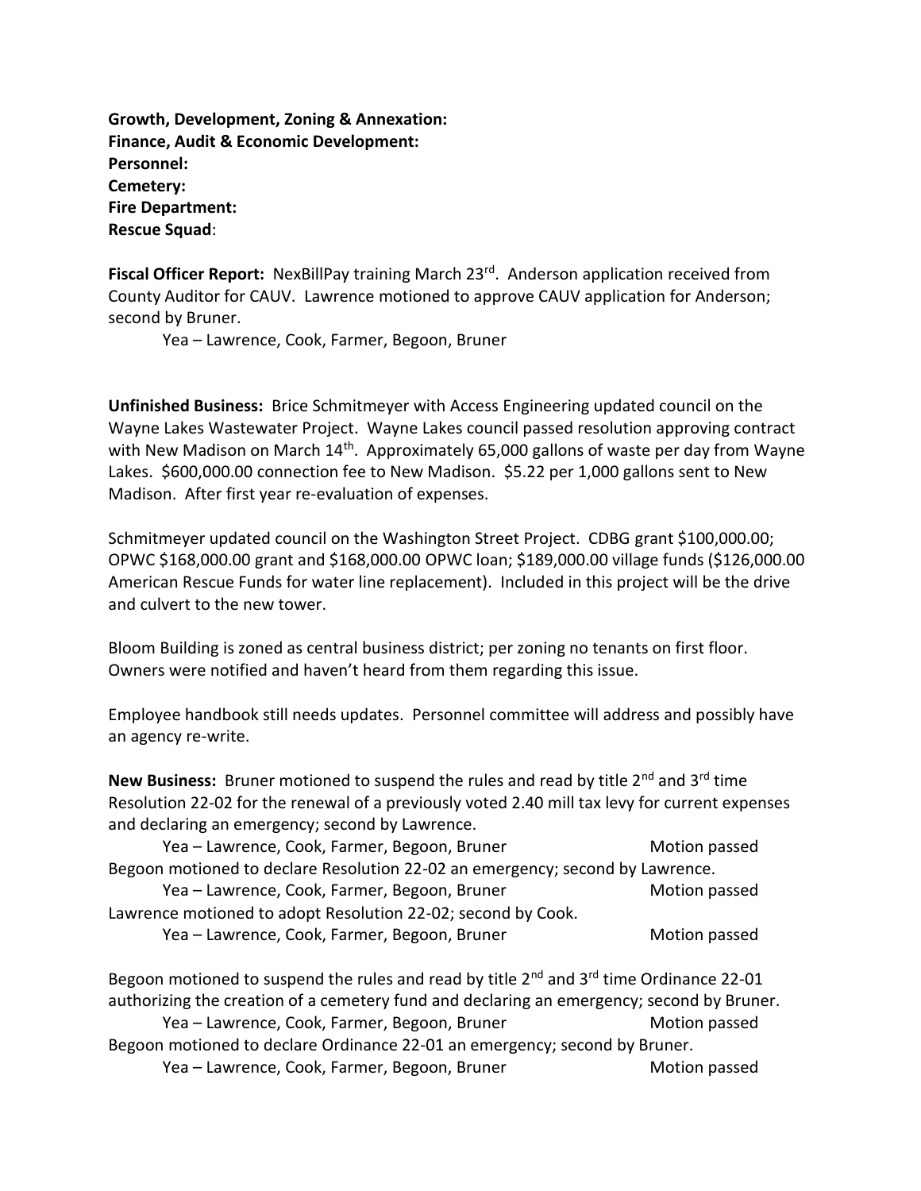**Growth, Development, Zoning & Annexation:**
**Finance, Audit & Economic Development:**
**Personnel:**
**Cemetery:**
**Fire Department:**
**Rescue Squad**:

**Fiscal Officer Report:** NexBillPay training March 23rd. Anderson application received from County Auditor for CAUV. Lawrence motioned to approve CAUV application for Anderson; second by Bruner.

Yea – Lawrence, Cook, Farmer, Begoon, Bruner

**Unfinished Business:** Brice Schmitmeyer with Access Engineering updated council on the Wayne Lakes Wastewater Project. Wayne Lakes council passed resolution approving contract with New Madison on March 14th. Approximately 65,000 gallons of waste per day from Wayne Lakes. $600,000.00 connection fee to New Madison. $5.22 per 1,000 gallons sent to New Madison. After first year re-evaluation of expenses.

Schmitmeyer updated council on the Washington Street Project. CDBG grant $100,000.00; OPWC $168,000.00 grant and $168,000.00 OPWC loan; $189,000.00 village funds ($126,000.00 American Rescue Funds for water line replacement). Included in this project will be the drive and culvert to the new tower.

Bloom Building is zoned as central business district; per zoning no tenants on first floor. Owners were notified and haven't heard from them regarding this issue.

Employee handbook still needs updates. Personnel committee will address and possibly have an agency re-write.

**New Business:** Bruner motioned to suspend the rules and read by title 2nd and 3rd time Resolution 22-02 for the renewal of a previously voted 2.40 mill tax levy for current expenses and declaring an emergency; second by Lawrence.

Yea – Lawrence, Cook, Farmer, Begoon, Bruner Motion passed

Begoon motioned to declare Resolution 22-02 an emergency; second by Lawrence.

Yea – Lawrence, Cook, Farmer, Begoon, Bruner Motion passed

Lawrence motioned to adopt Resolution 22-02; second by Cook.

Yea – Lawrence, Cook, Farmer, Begoon, Bruner Motion passed

Begoon motioned to suspend the rules and read by title 2nd and 3rd time Ordinance 22-01 authorizing the creation of a cemetery fund and declaring an emergency; second by Bruner.

Yea – Lawrence, Cook, Farmer, Begoon, Bruner Motion passed

Begoon motioned to declare Ordinance 22-01 an emergency; second by Bruner.

Yea – Lawrence, Cook, Farmer, Begoon, Bruner Motion passed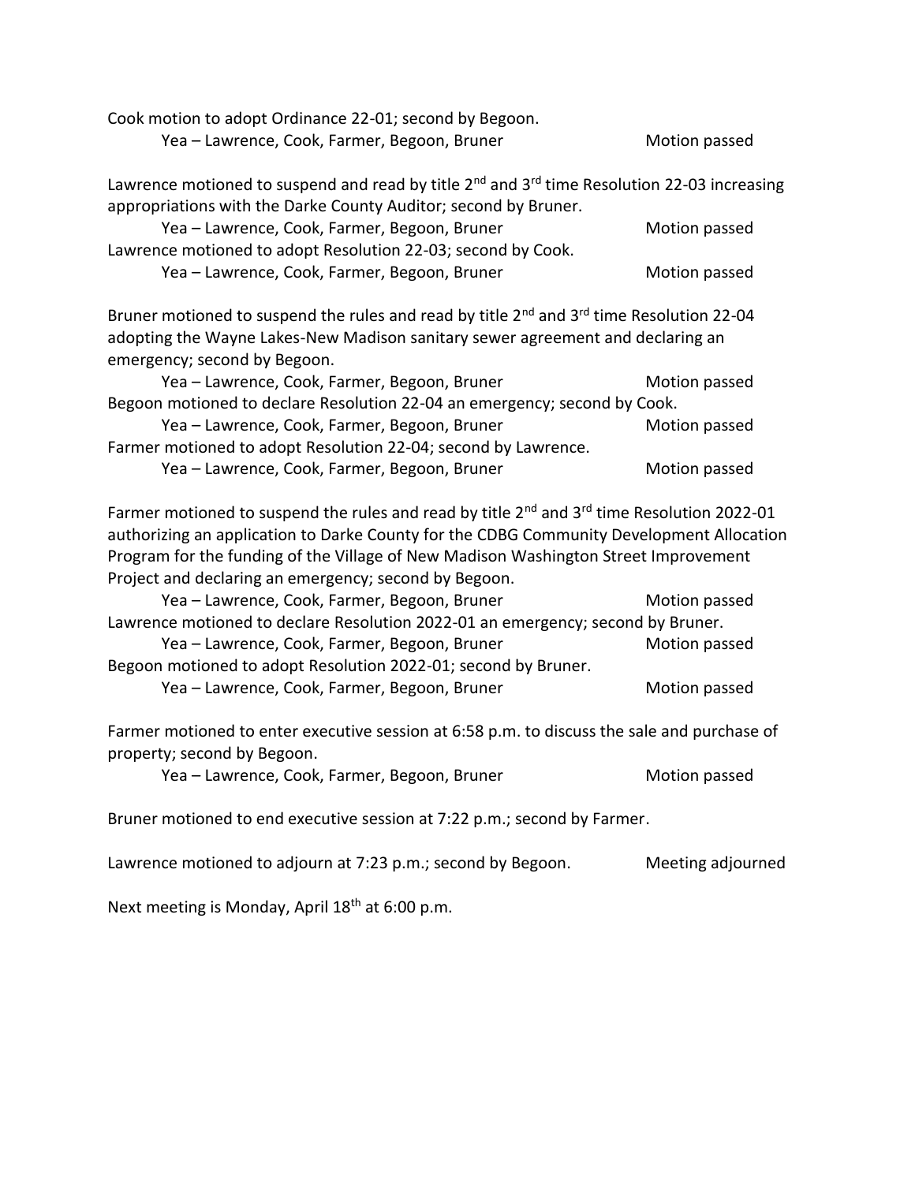Cook motion to adopt Ordinance 22-01; second by Begoon.

Yea – Lawrence, Cook, Farmer, Begoon, Bruner — Motion passed

Lawrence motioned to suspend and read by title 2nd and 3rd time Resolution 22-03 increasing appropriations with the Darke County Auditor; second by Bruner.

Yea – Lawrence, Cook, Farmer, Begoon, Bruner — Motion passed

Lawrence motioned to adopt Resolution 22-03; second by Cook.

Yea – Lawrence, Cook, Farmer, Begoon, Bruner — Motion passed

Bruner motioned to suspend the rules and read by title 2nd and 3rd time Resolution 22-04 adopting the Wayne Lakes-New Madison sanitary sewer agreement and declaring an emergency; second by Begoon.

Yea – Lawrence, Cook, Farmer, Begoon, Bruner — Motion passed

Begoon motioned to declare Resolution 22-04 an emergency; second by Cook.

Yea – Lawrence, Cook, Farmer, Begoon, Bruner — Motion passed

Farmer motioned to adopt Resolution 22-04; second by Lawrence.

Yea – Lawrence, Cook, Farmer, Begoon, Bruner — Motion passed

Farmer motioned to suspend the rules and read by title 2nd and 3rd time Resolution 2022-01 authorizing an application to Darke County for the CDBG Community Development Allocation Program for the funding of the Village of New Madison Washington Street Improvement Project and declaring an emergency; second by Begoon.

Yea – Lawrence, Cook, Farmer, Begoon, Bruner — Motion passed

Lawrence motioned to declare Resolution 2022-01 an emergency; second by Bruner.

Yea – Lawrence, Cook, Farmer, Begoon, Bruner — Motion passed

Begoon motioned to adopt Resolution 2022-01; second by Bruner.

Yea – Lawrence, Cook, Farmer, Begoon, Bruner — Motion passed

Farmer motioned to enter executive session at 6:58 p.m. to discuss the sale and purchase of property; second by Begoon.

Yea – Lawrence, Cook, Farmer, Begoon, Bruner — Motion passed

Bruner motioned to end executive session at 7:22 p.m.; second by Farmer.

Lawrence motioned to adjourn at 7:23 p.m.; second by Begoon. — Meeting adjourned

Next meeting is Monday, April 18th at 6:00 p.m.